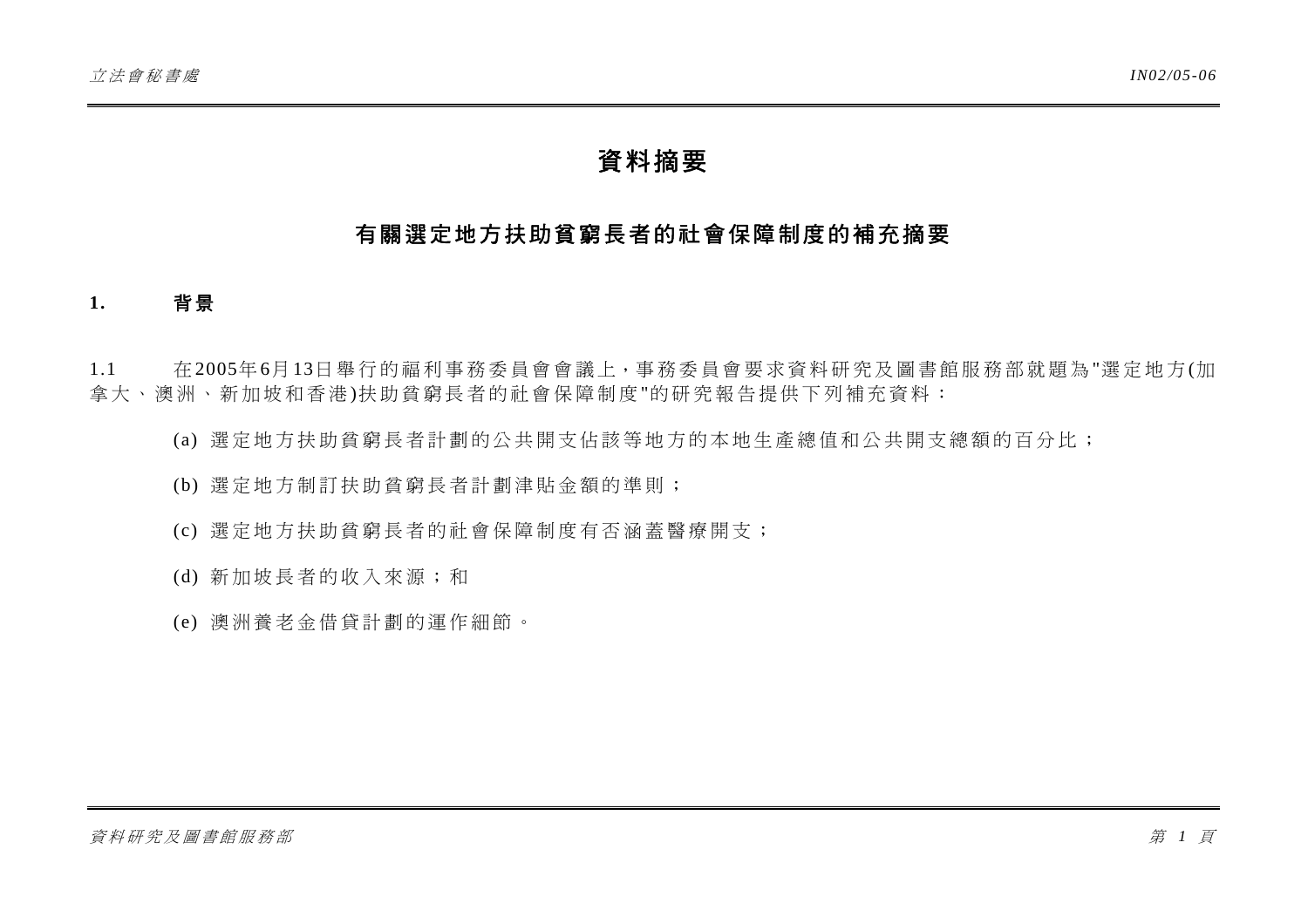# 資料摘要

## 有關選定地方扶助貧窮長者的社會保障制度的補充摘要

### 1. 背景

1.1 在2005年6月13日舉行的福利事務委員會會議上，事務委員會要求資料研究及圖書館服務部就題為"選定地方(加拿大、澳洲、新加坡和香港)扶助貧窮長者的社會保障制度"的研究報告提供下列補充資料：

(a) 選定地方扶助貧窮長者計劃的公共開支佔該等地方的本地生產總值和公共開支總額的百分比；

(b) 選定地方制訂扶助貧窮長者計劃津貼金額的準則；

(c) 選定地方扶助貧窮長者的社會保障制度有否涵蓋醫療開支；

(d) 新加坡長者的收入來源；和

(e) 澳洲養老金借貸計劃的運作細節。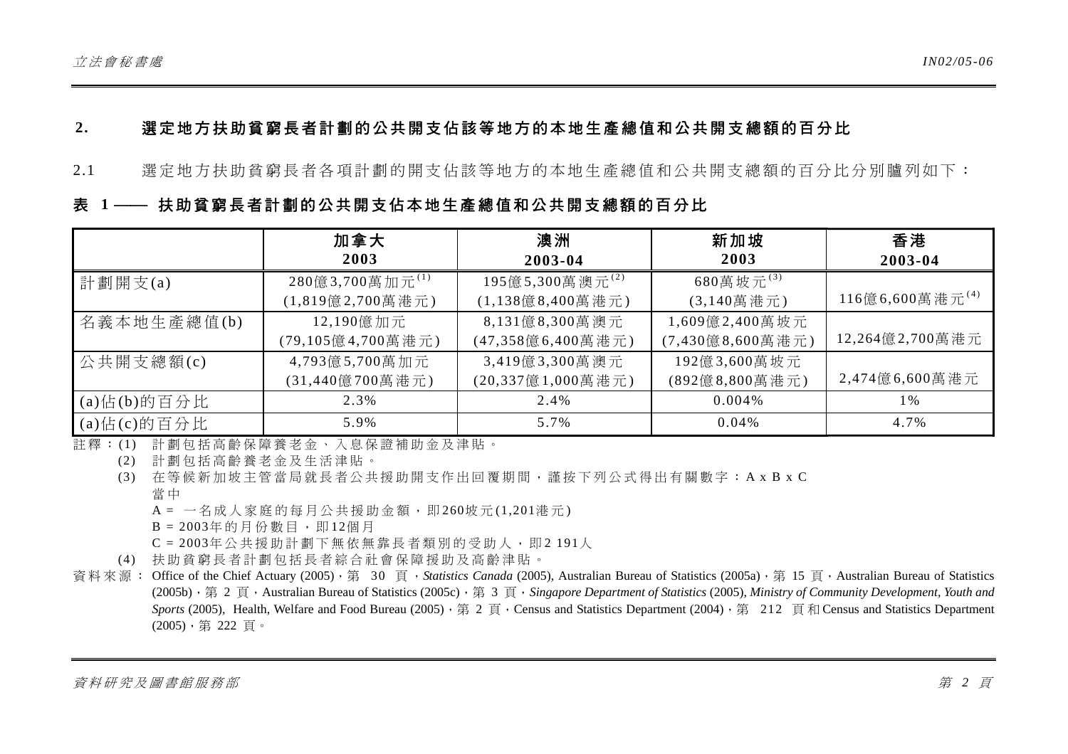## 2. 選定地方扶助貧窮長者計劃的公共開支佔該等地方的本地生產總值和公共開支總額的百分比

2.1 選定地方扶助貧窮長者各項計劃的開支佔該等地方的本地生產總值和公共開支總額的百分比分別臚列如下：

**表 1 —— 扶助貧窮長者計劃的公共開支佔本地生產總值和公共開支總額的百分比**

| | 加拿大<br>2003 | 澳洲<br>2003-04 | 新加坡<br>2003 | 香港<br>2003-04 |
|---|---|---|---|---|
| 計劃開支(a) | 280億3,700萬加元[(1)]<br>(1,819億2,700萬港元) | 195億5,300萬澳元[(2)]<br>(1,138億8,400萬港元) | 680萬坡元[(3)]<br>(3,140萬港元) | 116億6,600萬港元[(4)] |
| 名義本地生產總值(b) | 12,190億加元<br>(79,105億4,700萬港元) | 8,131億8,300萬澳元<br>(47,358億6,400萬港元) | 1,609億2,400萬坡元<br>(7,430億8,600萬港元) | 12,264億2,700萬港元 |
| 公共開支總額(c) | 4,793億5,700萬加元<br>(31,440億700萬港元) | 3,419億3,300萬澳元<br>(20,337億1,000萬港元) | 192億3,600萬坡元<br>(892億8,800萬港元) | 2,474億6,600萬港元 |
| (a)佔(b)的百分比 | 2.3% | 2.4% | 0.004% | 1% |
| (a)佔(c)的百分比 | 5.9% | 5.7% | 0.04% | 4.7% |

註釋：(1) 計劃包括高齡保障養老金、入息保證補助金及津貼。

(2) 計劃包括高齡養老金及生活津貼。

(3) 在等候新加坡主管當局就長者公共援助開支作出回覆期間，謹按下列公式得出有關數字：A x B x C
當中
A = 一名成人家庭的每月公共援助金額，即260坡元(1,201港元)
B = 2003年的月份數目，即12個月
C = 2003年公共援助計劃下無依無靠長者類別的受助人，即2 191人

(4) 扶助貧窮長者計劃包括長者綜合社會保障援助及高齡津貼。

資料來源： Office of the Chief Actuary (2005)，第 30 頁，*Statistics Canada* (2005), Australian Bureau of Statistics (2005a)，第 15 頁，Australian Bureau of Statistics (2005b)，第 2 頁，Australian Bureau of Statistics (2005c)，第 3 頁，*Singapore Department of Statistics* (2005), *Ministry of Community Development, Youth and Sports* (2005), Health, Welfare and Food Bureau (2005)，第 2 頁，Census and Statistics Department (2004)，第 212 頁和 Census and Statistics Department (2005)，第 222 頁。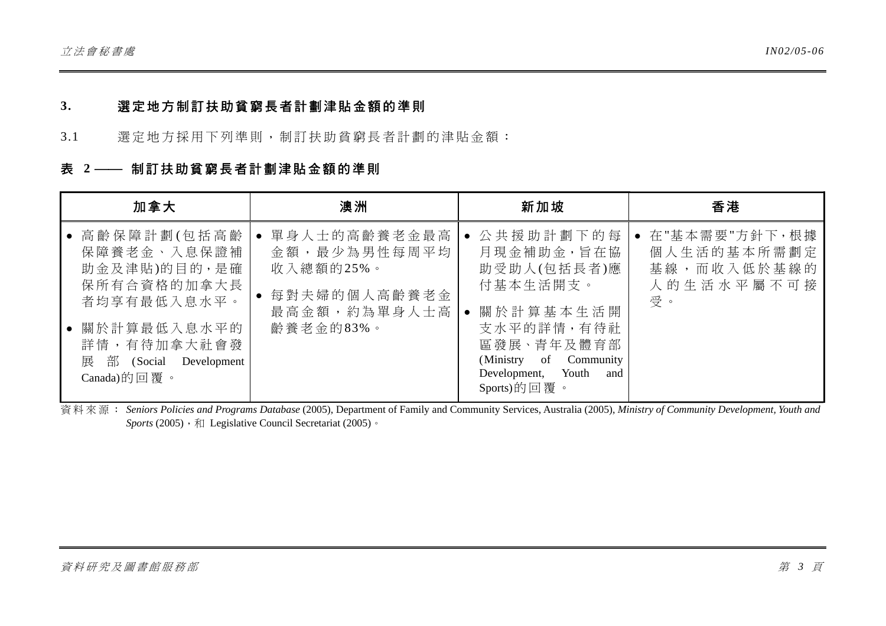## 3. 選定地方制訂扶助貧窮長者計劃津貼金額的準則

3.1 選定地方採用下列準則，制訂扶助貧窮長者計劃的津貼金額：

### 表 2 —— 制訂扶助貧窮長者計劃津貼金額的準則

| 加拿大 | 澳洲 | 新加坡 | 香港 |
|---|---|---|---|
| • 高齡保障計劃(包括高齡保障養老金、入息保證補助金及津貼)的目的，是確保所有合資格的加拿大長者均享有最低入息水平。<br>• 關於計算最低入息水平的詳情，有待加拿大社會發展部 (Social Development Canada)的回覆。 | • 單身人士的高齡養老金最高金額，最少為男性每周平均收入總額的25%。<br>• 每對夫婦的個人高齡養老金最高金額，約為單身人士高齡養老金的83%。 | • 公共援助計劃下的每月現金補助金，旨在協助受助人(包括長者)應付基本生活開支。<br>• 關於計算基本生活開支水平的詳情，有待社區發展、青年及體育部 (Ministry of Community Development, Youth and Sports)的回覆。 | • 在"基本需要"方針下，根據個人生活的基本所需劃定基線，而收入低於基線的人的生活水平屬不可接受。 |

資料來源： *Seniors Policies and Programs Database* (2005), Department of Family and Community Services, Australia (2005), *Ministry of Community Development, Youth and Sports* (2005)，和 Legislative Council Secretariat (2005)。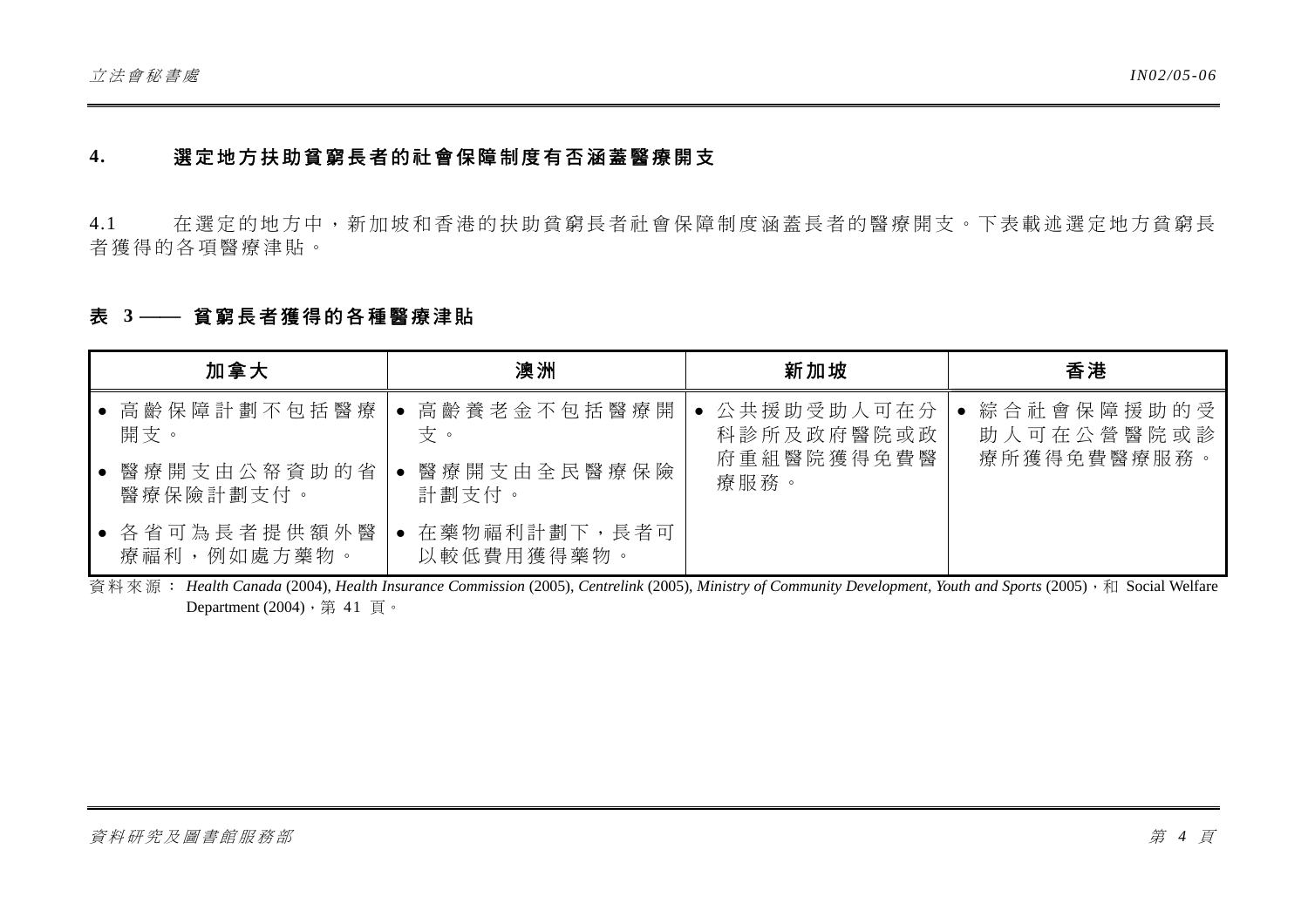## 4. 選定地方扶助貧窮長者的社會保障制度有否涵蓋醫療開支

4.1 在選定的地方中，新加坡和香港的扶助貧窮長者社會保障制度涵蓋長者的醫療開支。下表載述選定地方貧窮長者獲得的各項醫療津貼。

### 表 3 —— 貧窮長者獲得的各種醫療津貼

| 加拿大 | 澳洲 | 新加坡 | 香港 |
|---|---|---|---|
| • 高齡保障計劃不包括醫療開支。<br>• 醫療開支由公帑資助的省醫療保險計劃支付。<br>• 各省可為長者提供額外醫療福利，例如處方藥物。 | • 高齡養老金不包括醫療開支。<br>• 醫療開支由全民醫療保險計劃支付。<br>• 在藥物福利計劃下，長者可以較低費用獲得藥物。 | • 公共援助受助人可在分科診所及政府醫院或政府重組醫院獲得免費醫療服務。 | • 綜合社會保障援助的受助人可在公營醫院或診療所獲得免費醫療服務。 |

資料來源： *Health Canada* (2004), *Health Insurance Commission* (2005), *Centrelink* (2005), *Ministry of Community Development, Youth and Sports* (2005)，和 Social Welfare Department (2004)，第 41 頁。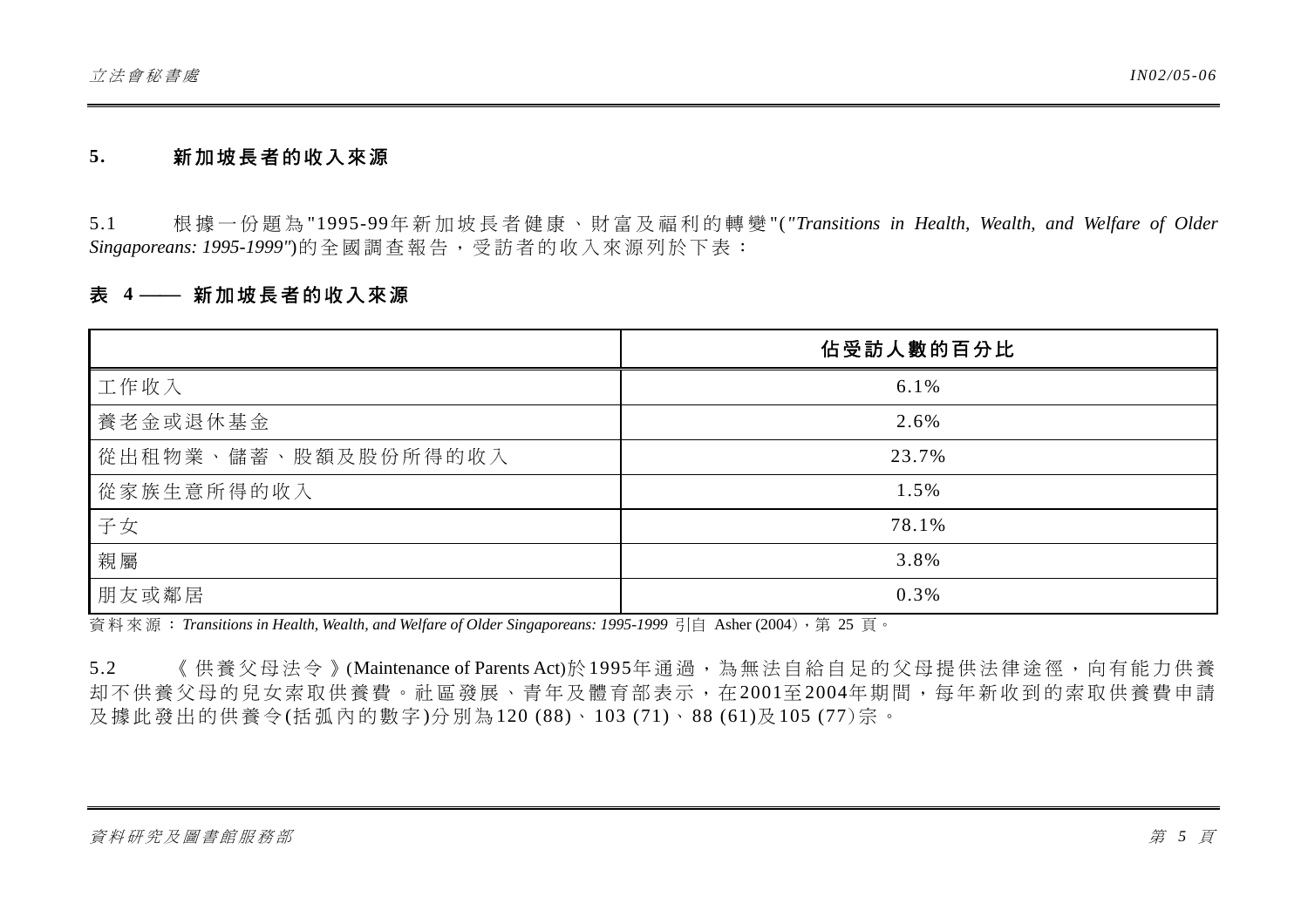## 5. 新加坡長者的收入來源

5.1 根據一份題為"1995-99年新加坡長者健康、財富及福利的轉變"(*"Transitions in Health, Wealth, and Welfare of Older Singaporeans: 1995-1999"*)的全國調查報告，受訪者的收入來源列於下表：

**表 4 —— 新加坡長者的收入來源**

| | 佔受訪人數的百分比 |
|---|---|
| 工作收入 | 6.1% |
| 養老金或退休基金 | 2.6% |
| 從出租物業、儲蓄、股額及股份所得的收入 | 23.7% |
| 從家族生意所得的收入 | 1.5% |
| 子女 | 78.1% |
| 親屬 | 3.8% |
| 朋友或鄰居 | 0.3% |

資料來源：*Transitions in Health, Wealth, and Welfare of Older Singaporeans: 1995-1999* 引自 Asher (2004)，第 25 頁。

5.2 《供養父母法令》(Maintenance of Parents Act)於1995年通過，為無法自給自足的父母提供法律途徑，向有能力供養卻不供養父母的兒女索取供養費。社區發展、青年及體育部表示，在2001至2004年期間，每年新收到的索取供養費申請及據此發出的供養令(括弧內的數字)分別為120 (88)、103 (71)、88 (61)及105 (77)宗。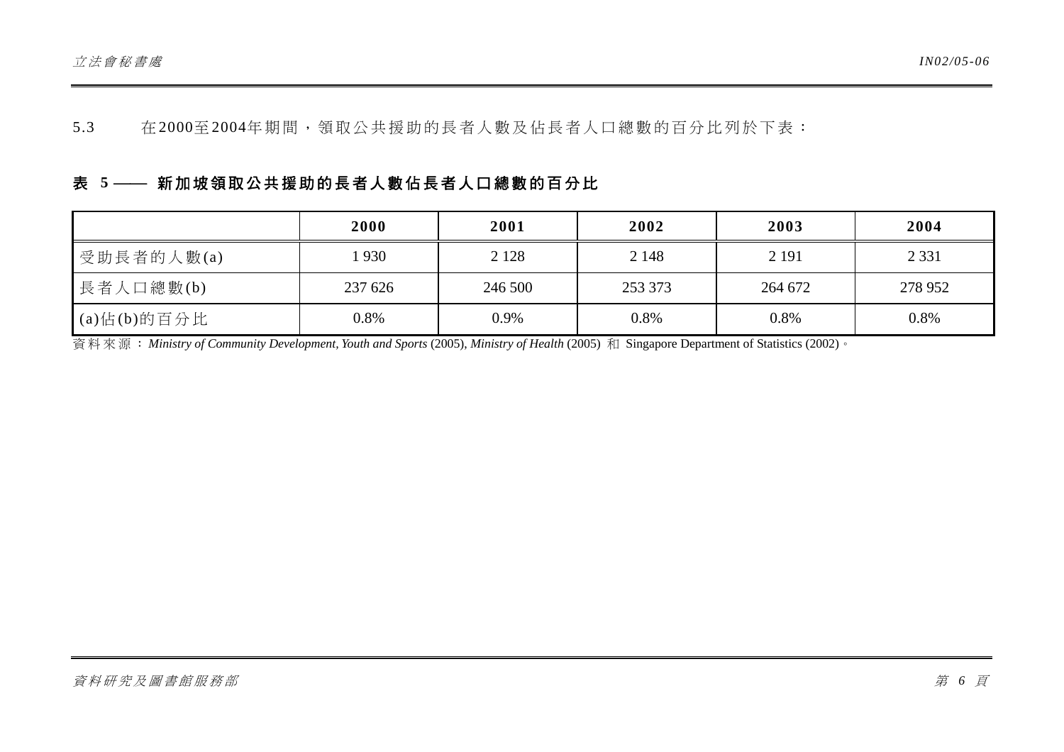5.3 在2000至2004年期間，領取公共援助的長者人數及佔長者人口總數的百分比列於下表：

**表 5 —— 新加坡領取公共援助的長者人數佔長者人口總數的百分比**

| | 2000 | 2001 | 2002 | 2003 | 2004 |
|---|---|---|---|---|---|
| 受助長者的人數(a) | 1 930 | 2 128 | 2 148 | 2 191 | 2 331 |
| 長者人口總數(b) | 237 626 | 246 500 | 253 373 | 264 672 | 278 952 |
| (a)佔(b)的百分比 | 0.8% | 0.9% | 0.8% | 0.8% | 0.8% |

資料來源：*Ministry of Community Development, Youth and Sports* (2005), *Ministry of Health* (2005) 和 Singapore Department of Statistics (2002)。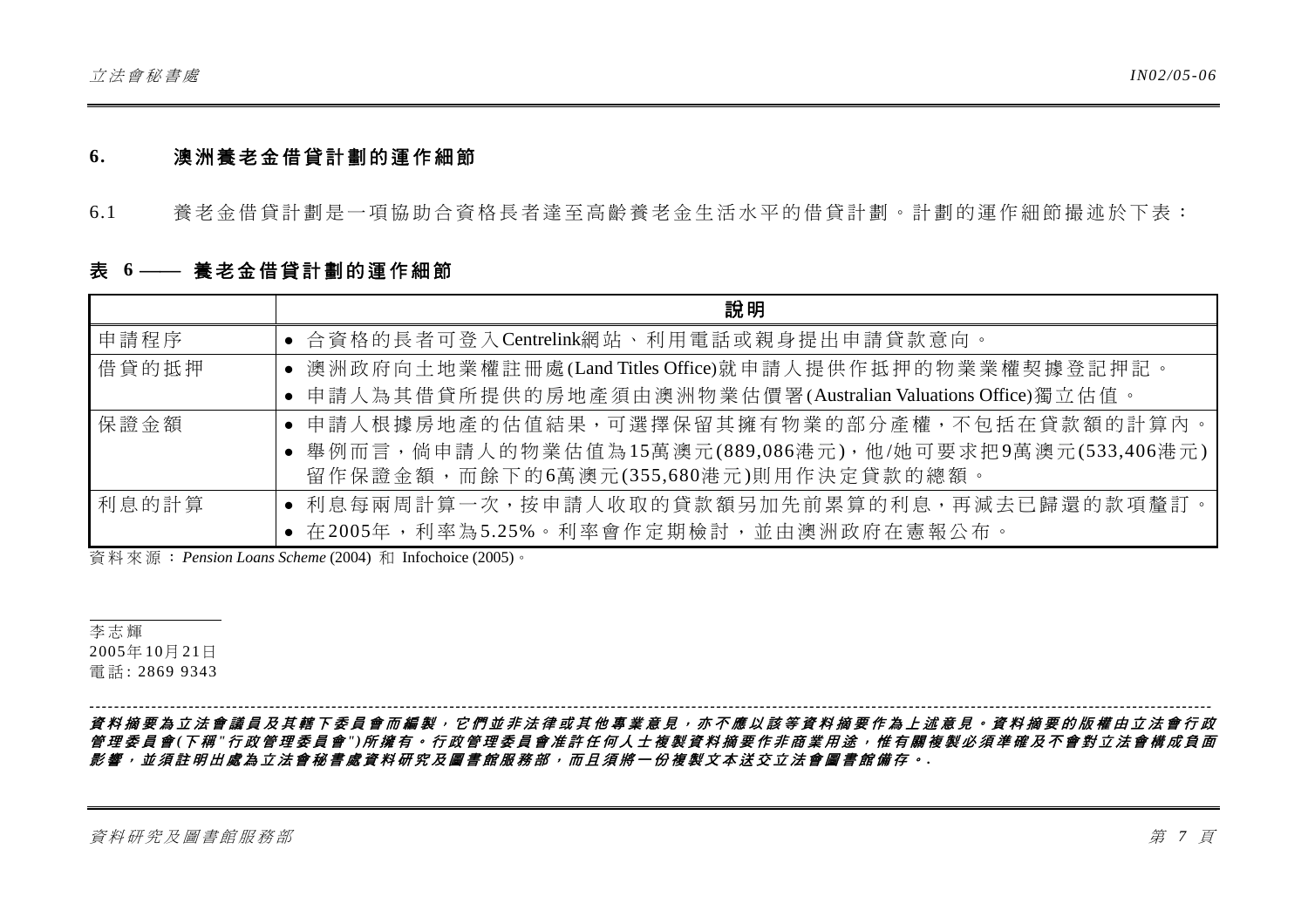## 6. 澳洲養老金借貸計劃的運作細節

6.1 養老金借貸計劃是一項協助合資格長者達至高齡養老金生活水平的借貸計劃。計劃的運作細節撮述於下表：

### 表 6 —— 養老金借貸計劃的運作細節

| | 說明 |
|---|---|
| 申請程序 | • 合資格的長者可登入Centrelink網站、利用電話或親身提出申請貸款意向。 |
| 借貸的抵押 | • 澳洲政府向土地業權註冊處(Land Titles Office)就申請人提供作抵押的物業業權契據登記押記。<br>• 申請人為其借貸所提供的房地產須由澳洲物業估價署(Australian Valuations Office)獨立估值。 |
| 保證金額 | • 申請人根據房地產的估值結果，可選擇保留其擁有物業的部分產權，不包括在貸款額的計算內。<br>• 舉例而言，倘申請人的物業估值為15萬澳元(889,086港元)，他/她可要求把9萬澳元(533,406港元)留作保證金額，而餘下的6萬澳元(355,680港元)則用作決定貸款的總額。 |
| 利息的計算 | • 利息每兩周計算一次，按申請人收取的貸款額另加先前累算的利息，再減去已歸還的款項釐訂。<br>• 在2005年，利率為5.25%。利率會作定期檢討，並由澳洲政府在憲報公布。 |

資料來源：*Pension Loans Scheme* (2004) 和 Infochoice (2005)。

李志輝
2005年10月21日
電話: 2869 9343

---

***資料摘要為立法會議員及其轄下委員會而編製，它們並非法律或其他專業意見，亦不應以該等資料摘要作為上述意見。資料摘要的版權由立法會行政管理委員會(下稱"行政管理委員會")所擁有。行政管理委員會准許任何人士複製資料摘要作非商業用途，惟有關複製必須準確及不會對立法會構成負面影響，並須註明出處為立法會秘書處資料研究及圖書館服務部，而且須將一份複製文本送交立法會圖書館備存。.***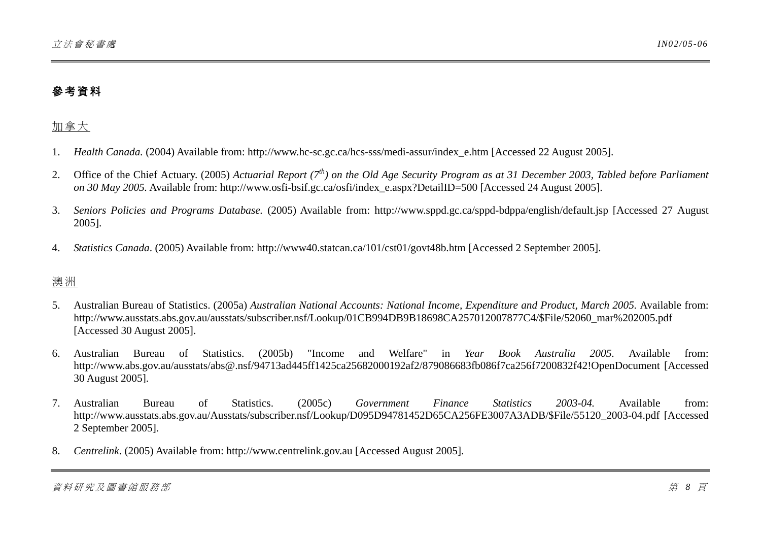## 參考資料

加拿大

1. *Health Canada.* (2004) Available from: http://www.hc-sc.gc.ca/hcs-sss/medi-assur/index_e.htm [Accessed 22 August 2005].

2. Office of the Chief Actuary. (2005) *Actuarial Report (7th) on the Old Age Security Program as at 31 December 2003, Tabled before Parliament on 30 May 2005.* Available from: http://www.osfi-bsif.gc.ca/osfi/index_e.aspx?DetailID=500 [Accessed 24 August 2005].

3. *Seniors Policies and Programs Database.* (2005) Available from: http://www.sppd.gc.ca/sppd-bdppa/english/default.jsp [Accessed 27 August 2005].

4. *Statistics Canada*. (2005) Available from: http://www40.statcan.ca/101/cst01/govt48b.htm [Accessed 2 September 2005].

澳洲

5. Australian Bureau of Statistics. (2005a) *Australian National Accounts: National Income, Expenditure and Product, March 2005.* Available from: http://www.ausstats.abs.gov.au/ausstats/subscriber.nsf/Lookup/01CB994DB9B18698CA257012007877C4/$File/52060_mar%202005.pdf [Accessed 30 August 2005].

6. Australian Bureau of Statistics. (2005b) "Income and Welfare" in *Year Book Australia 2005*. Available from: http://www.abs.gov.au/ausstats/abs@.nsf/94713ad445ff1425ca25682000192af2/879086683fb086f7ca256f7200832f42!OpenDocument [Accessed 30 August 2005].

7. Australian Bureau of Statistics. (2005c) *Government Finance Statistics 2003-04.* Available from: http://www.ausstats.abs.gov.au/Ausstats/subscriber.nsf/Lookup/D095D94781452D65CA256FE3007A3ADB/$File/55120_2003-04.pdf [Accessed 2 September 2005].

8. *Centrelink*. (2005) Available from: http://www.centrelink.gov.au [Accessed August 2005].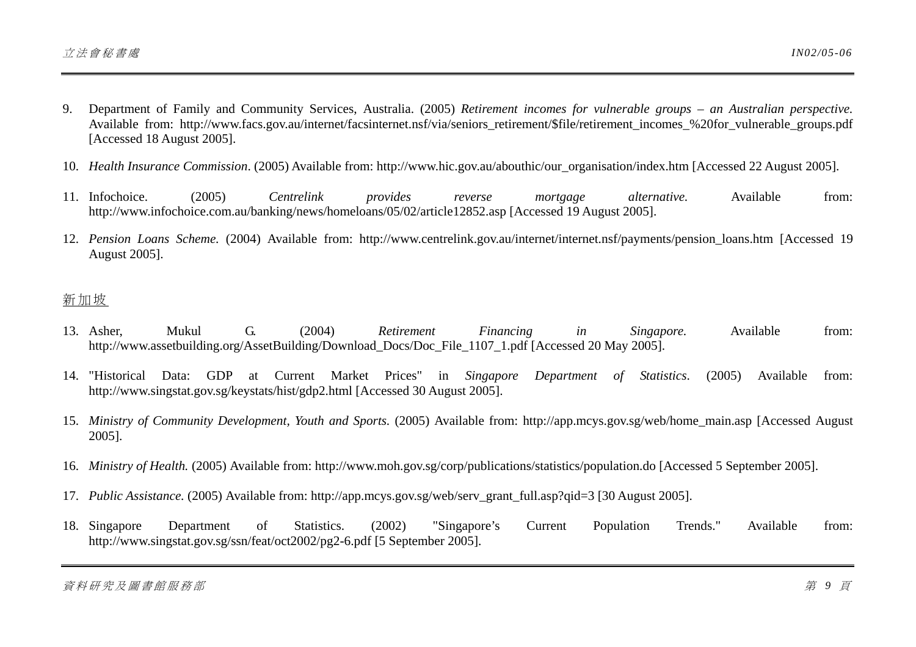9. Department of Family and Community Services, Australia. (2005) *Retirement incomes for vulnerable groups – an Australian perspective.* Available from: http://www.facs.gov.au/internet/facsinternet.nsf/via/seniors_retirement/$file/retirement_incomes_%20for_vulnerable_groups.pdf [Accessed 18 August 2005].

10. *Health Insurance Commission*. (2005) Available from: http://www.hic.gov.au/abouthic/our_organisation/index.htm [Accessed 22 August 2005].

11. Infochoice. (2005) *Centrelink provides reverse mortgage alternative.* Available from: http://www.infochoice.com.au/banking/news/homeloans/05/02/article12852.asp [Accessed 19 August 2005].

12. *Pension Loans Scheme.* (2004) Available from: http://www.centrelink.gov.au/internet/internet.nsf/payments/pension_loans.htm [Accessed 19 August 2005].

新加坡

13. Asher, Mukul G. (2004) *Retirement Financing in Singapore.* Available from: http://www.assetbuilding.org/AssetBuilding/Download_Docs/Doc_File_1107_1.pdf [Accessed 20 May 2005].

14. "Historical Data: GDP at Current Market Prices" in *Singapore Department of Statistics*. (2005) Available from: http://www.singstat.gov.sg/keystats/hist/gdp2.html [Accessed 30 August 2005].

15. *Ministry of Community Development, Youth and Sports.* (2005) Available from: http://app.mcys.gov.sg/web/home_main.asp [Accessed August 2005].

16. *Ministry of Health.* (2005) Available from: http://www.moh.gov.sg/corp/publications/statistics/population.do [Accessed 5 September 2005].

17. *Public Assistance.* (2005) Available from: http://app.mcys.gov.sg/web/serv_grant_full.asp?qid=3 [30 August 2005].

18. Singapore Department of Statistics. (2002) "Singapore's Current Population Trends." Available from: http://www.singstat.gov.sg/ssn/feat/oct2002/pg2-6.pdf [5 September 2005].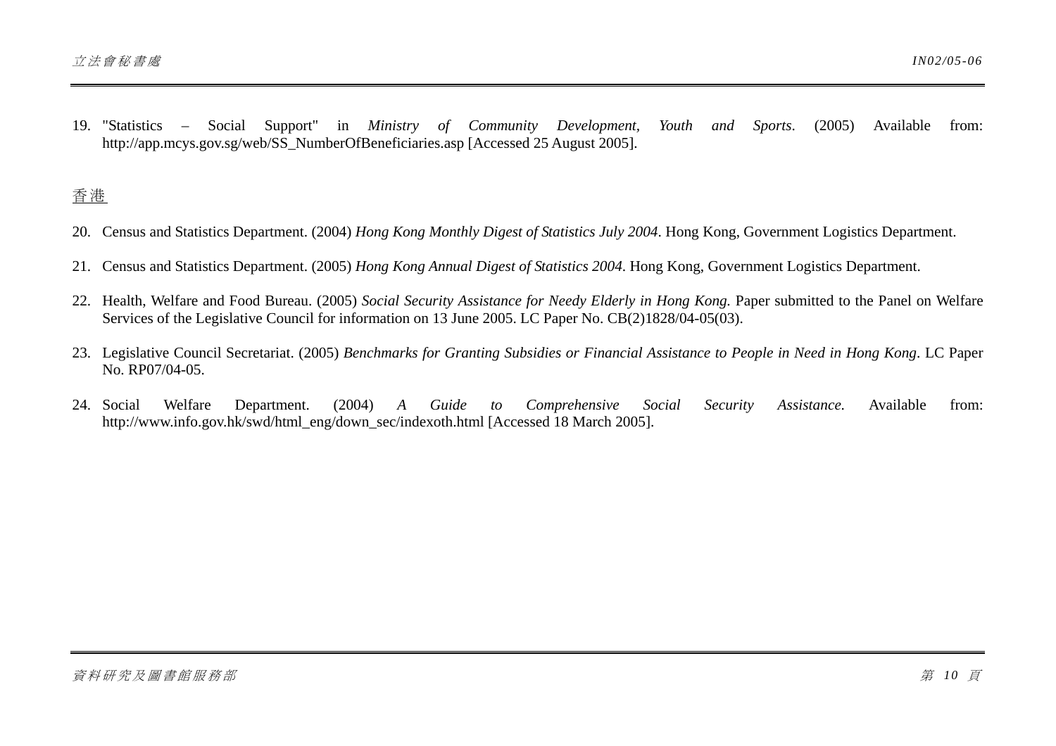19. "Statistics – Social Support" in *Ministry of Community Development, Youth and Sports*. (2005) Available from: http://app.mcys.gov.sg/web/SS_NumberOfBeneficiaries.asp [Accessed 25 August 2005].

<u>香港</u>

20. Census and Statistics Department. (2004) *Hong Kong Monthly Digest of Statistics July 2004*. Hong Kong, Government Logistics Department.

21. Census and Statistics Department. (2005) *Hong Kong Annual Digest of Statistics 2004*. Hong Kong, Government Logistics Department.

22. Health, Welfare and Food Bureau. (2005) *Social Security Assistance for Needy Elderly in Hong Kong.* Paper submitted to the Panel on Welfare Services of the Legislative Council for information on 13 June 2005. LC Paper No. CB(2)1828/04-05(03).

23. Legislative Council Secretariat. (2005) *Benchmarks for Granting Subsidies or Financial Assistance to People in Need in Hong Kong*. LC Paper No. RP07/04-05.

24. Social Welfare Department. (2004) *A Guide to Comprehensive Social Security Assistance.* Available from: http://www.info.gov.hk/swd/html_eng/down_sec/indexoth.html [Accessed 18 March 2005].